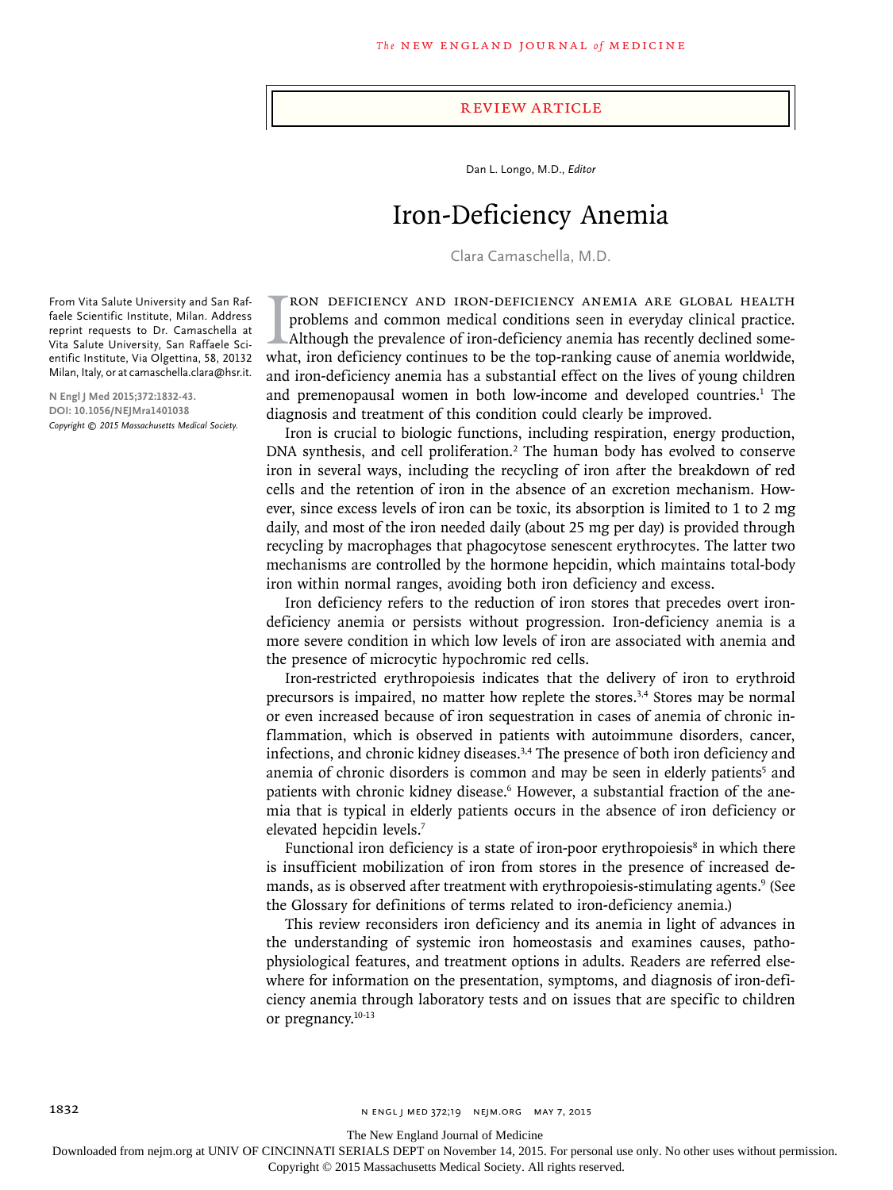REVIEW ARTICLE

Dan L. Longo, M.D., *Editor*

# Iron-Deficiency Anemia

Clara Camaschella, M.D.

From Vita Salute University and San Raffaele Scientific Institute, Milan. Address reprint requests to Dr. Camaschella at Vita Salute University, San Raffaele Scientific Institute, Via Olgettina, 58, 20132 Milan, Italy, or at camaschella.clara@hsr.it.

**N Engl J Med 2015;372:1832-43.**
**DOI: 10.1056/NEJMra1401038**
*Copyright © 2015 Massachusetts Medical Society.*

Iron deficiency and iron-deficiency anemia are global health problems and common medical conditions seen in everyday clinical practice. Although the prevalence of iron-deficiency anemia has recently declined somewhat, iron deficiency continues to be the top-ranking cause of anemia worldwide, and iron-deficiency anemia has a substantial effect on the lives of young children and premenopausal women in both low-income and developed countries.[1] The diagnosis and treatment of this condition could clearly be improved.

Iron is crucial to biologic functions, including respiration, energy production, DNA synthesis, and cell proliferation.[2] The human body has evolved to conserve iron in several ways, including the recycling of iron after the breakdown of red cells and the retention of iron in the absence of an excretion mechanism. However, since excess levels of iron can be toxic, its absorption is limited to 1 to 2 mg daily, and most of the iron needed daily (about 25 mg per day) is provided through recycling by macrophages that phagocytose senescent erythrocytes. The latter two mechanisms are controlled by the hormone hepcidin, which maintains total-body iron within normal ranges, avoiding both iron deficiency and excess.

Iron deficiency refers to the reduction of iron stores that precedes overt iron-deficiency anemia or persists without progression. Iron-deficiency anemia is a more severe condition in which low levels of iron are associated with anemia and the presence of microcytic hypochromic red cells.

Iron-restricted erythropoiesis indicates that the delivery of iron to erythroid precursors is impaired, no matter how replete the stores.[3,4] Stores may be normal or even increased because of iron sequestration in cases of anemia of chronic inflammation, which is observed in patients with autoimmune disorders, cancer, infections, and chronic kidney diseases.[3,4] The presence of both iron deficiency and anemia of chronic disorders is common and may be seen in elderly patients[5] and patients with chronic kidney disease.[6] However, a substantial fraction of the anemia that is typical in elderly patients occurs in the absence of iron deficiency or elevated hepcidin levels.[7]

Functional iron deficiency is a state of iron-poor erythropoiesis[8] in which there is insufficient mobilization of iron from stores in the presence of increased demands, as is observed after treatment with erythropoiesis-stimulating agents.[9] (See the Glossary for definitions of terms related to iron-deficiency anemia.)

This review reconsiders iron deficiency and its anemia in light of advances in the understanding of systemic iron homeostasis and examines causes, pathophysiological features, and treatment options in adults. Readers are referred elsewhere for information on the presentation, symptoms, and diagnosis of iron-deficiency anemia through laboratory tests and on issues that are specific to children or pregnancy.[10-13]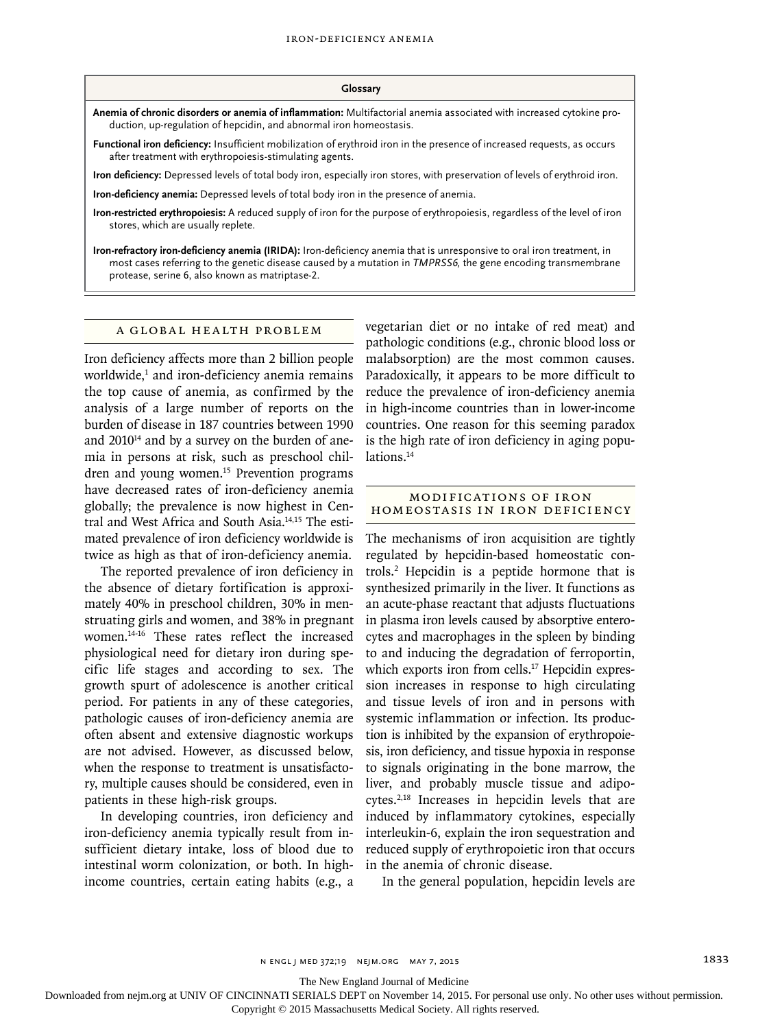**Glossary**

**Anemia of chronic disorders or anemia of inflammation:** Multifactorial anemia associated with increased cytokine production, up-regulation of hepcidin, and abnormal iron homeostasis.

**Functional iron deficiency:** Insufficient mobilization of erythroid iron in the presence of increased requests, as occurs after treatment with erythropoiesis-stimulating agents.

**Iron deficiency:** Depressed levels of total body iron, especially iron stores, with preservation of levels of erythroid iron.

**Iron-deficiency anemia:** Depressed levels of total body iron in the presence of anemia.

**Iron-restricted erythropoiesis:** A reduced supply of iron for the purpose of erythropoiesis, regardless of the level of iron stores, which are usually replete.

**Iron-refractory iron-deficiency anemia (IRIDA):** Iron-deficiency anemia that is unresponsive to oral iron treatment, in most cases referring to the genetic disease caused by a mutation in *TMPRSS6,* the gene encoding transmembrane protease, serine 6, also known as matriptase-2.

## A Global Health Problem

Iron deficiency affects more than 2 billion people worldwide,[1] and iron-deficiency anemia remains the top cause of anemia, as confirmed by the analysis of a large number of reports on the burden of disease in 187 countries between 1990 and 2010[14] and by a survey on the burden of anemia in persons at risk, such as preschool children and young women.[15] Prevention programs have decreased rates of iron-deficiency anemia globally; the prevalence is now highest in Central and West Africa and South Asia.[14,15] The estimated prevalence of iron deficiency worldwide is twice as high as that of iron-deficiency anemia.

The reported prevalence of iron deficiency in the absence of dietary fortification is approximately 40% in preschool children, 30% in menstruating girls and women, and 38% in pregnant women.[14-16] These rates reflect the increased physiological need for dietary iron during specific life stages and according to sex. The growth spurt of adolescence is another critical period. For patients in any of these categories, pathologic causes of iron-deficiency anemia are often absent and extensive diagnostic workups are not advised. However, as discussed below, when the response to treatment is unsatisfactory, multiple causes should be considered, even in patients in these high-risk groups.

In developing countries, iron deficiency and iron-deficiency anemia typically result from insufficient dietary intake, loss of blood due to intestinal worm colonization, or both. In high-income countries, certain eating habits (e.g., a vegetarian diet or no intake of red meat) and pathologic conditions (e.g., chronic blood loss or malabsorption) are the most common causes. Paradoxically, it appears to be more difficult to reduce the prevalence of iron-deficiency anemia in high-income countries than in lower-income countries. One reason for this seeming paradox is the high rate of iron deficiency in aging populations.[14]

## Modifications of Iron Homeostasis in Iron Deficiency

The mechanisms of iron acquisition are tightly regulated by hepcidin-based homeostatic controls.[2] Hepcidin is a peptide hormone that is synthesized primarily in the liver. It functions as an acute-phase reactant that adjusts fluctuations in plasma iron levels caused by absorptive enterocytes and macrophages in the spleen by binding to and inducing the degradation of ferroportin, which exports iron from cells.[17] Hepcidin expression increases in response to high circulating and tissue levels of iron and in persons with systemic inflammation or infection. Its production is inhibited by the expansion of erythropoiesis, iron deficiency, and tissue hypoxia in response to signals originating in the bone marrow, the liver, and probably muscle tissue and adipocytes.[2,18] Increases in hepcidin levels that are induced by inflammatory cytokines, especially interleukin-6, explain the iron sequestration and reduced supply of erythropoietic iron that occurs in the anemia of chronic disease.

In the general population, hepcidin levels are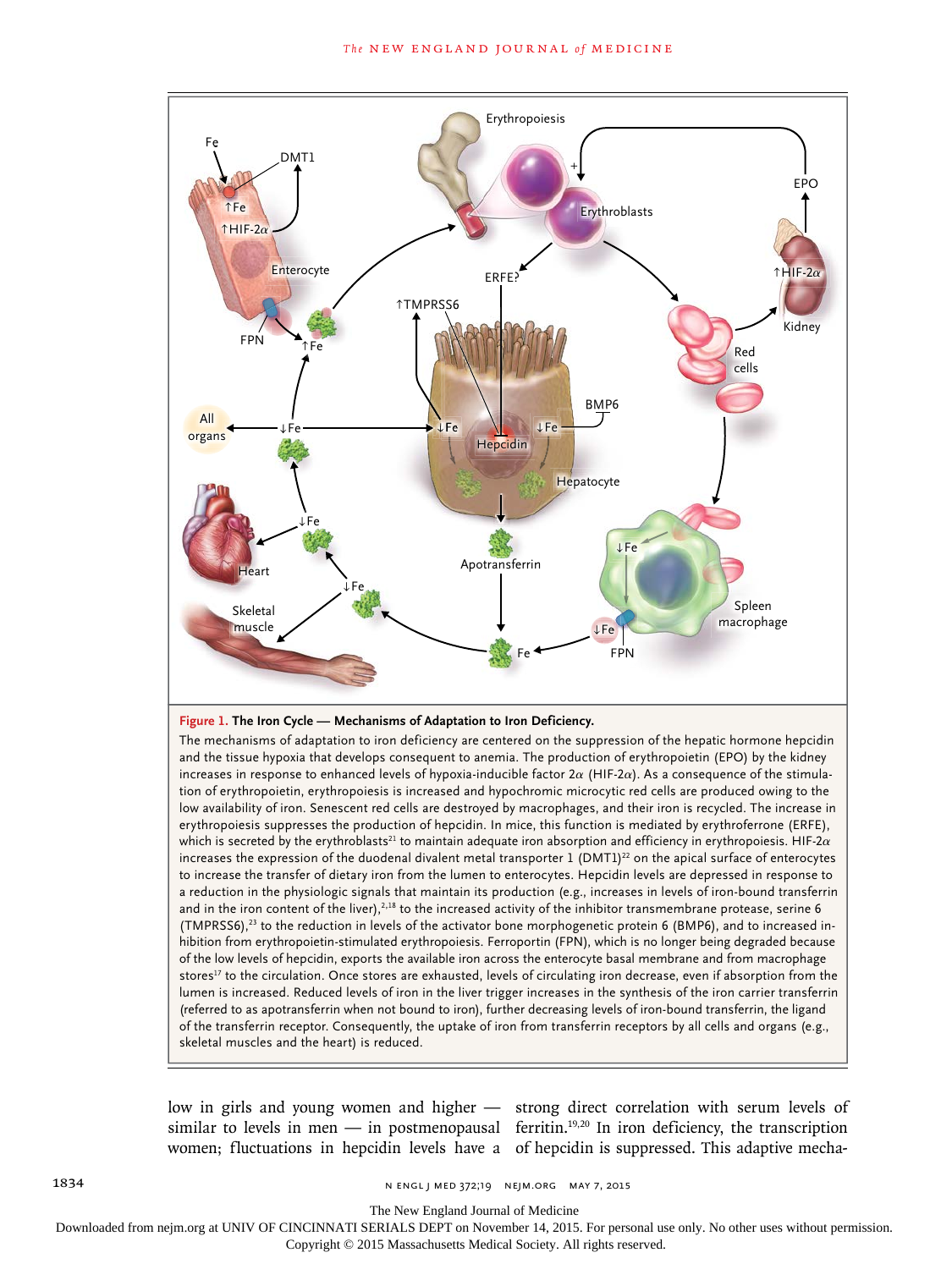**Figure 1. The Iron Cycle — Mechanisms of Adaptation to Iron Deficiency.**

The mechanisms of adaptation to iron deficiency are centered on the suppression of the hepatic hormone hepcidin and the tissue hypoxia that develops consequent to anemia. The production of erythropoietin (EPO) by the kidney increases in response to enhanced levels of hypoxia-inducible factor 2α (HIF-2α). As a consequence of the stimulation of erythropoietin, erythropoiesis is increased and hypochromic microcytic red cells are produced owing to the low availability of iron. Senescent red cells are destroyed by macrophages, and their iron is recycled. The increase in erythropoiesis suppresses the production of hepcidin. In mice, this function is mediated by erythroferrone (ERFE), which is secreted by the erythroblasts[21] to maintain adequate iron absorption and efficiency in erythropoiesis. HIF-2α increases the expression of the duodenal divalent metal transporter 1 (DMT1)[22] on the apical surface of enterocytes to increase the transfer of dietary iron from the lumen to enterocytes. Hepcidin levels are depressed in response to a reduction in the physiologic signals that maintain its production (e.g., increases in levels of iron-bound transferrin and in the iron content of the liver),[2,18] to the increased activity of the inhibitor transmembrane protease, serine 6 (TMPRSS6),[23] to the reduction in levels of the activator bone morphogenetic protein 6 (BMP6), and to increased inhibition from erythropoietin-stimulated erythropoiesis. Ferroportin (FPN), which is no longer being degraded because of the low levels of hepcidin, exports the available iron across the enterocyte basal membrane and from macrophage stores[17] to the circulation. Once stores are exhausted, levels of circulating iron decrease, even if absorption from the lumen is increased. Reduced levels of iron in the liver trigger increases in the synthesis of the iron carrier transferrin (referred to as apotransferrin when not bound to iron), further decreasing levels of iron-bound transferrin, the ligand of the transferrin receptor. Consequently, the uptake of iron from transferrin receptors by all cells and organs (e.g., skeletal muscles and the heart) is reduced.

low in girls and young women and higher — similar to levels in men — in postmenopausal women; fluctuations in hepcidin levels have a strong direct correlation with serum levels of ferritin.[19,20] In iron deficiency, the transcription of hepcidin is suppressed. This adaptive mecha-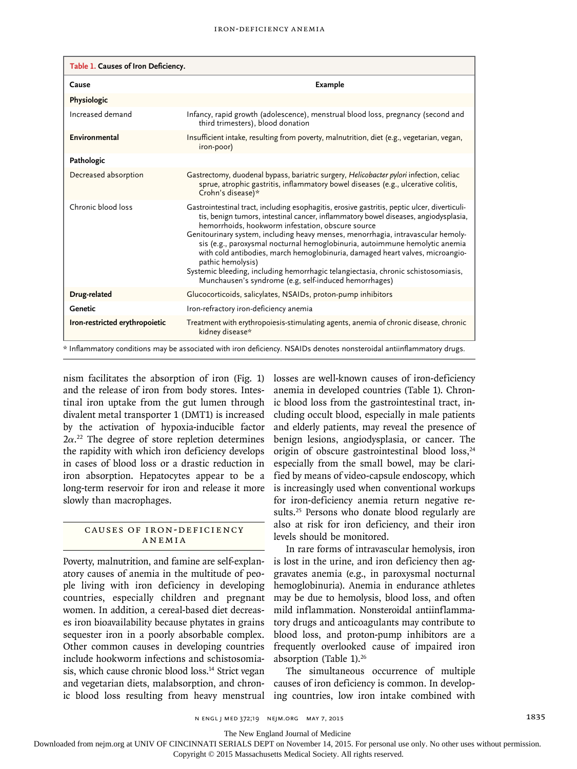**Table 1. Causes of Iron Deficiency.**

| Cause | Example |
|---|---|
| **Physiologic** | |
| Increased demand | Infancy, rapid growth (adolescence), menstrual blood loss, pregnancy (second and third trimesters), blood donation |
| **Environmental** | Insufficient intake, resulting from poverty, malnutrition, diet (e.g., vegetarian, vegan, iron-poor) |
| **Pathologic** | |
| Decreased absorption | Gastrectomy, duodenal bypass, bariatric surgery, *Helicobacter pylori* infection, celiac sprue, atrophic gastritis, inflammatory bowel diseases (e.g., ulcerative colitis, Crohn's disease)* |
| Chronic blood loss | Gastrointestinal tract, including esophagitis, erosive gastritis, peptic ulcer, diverticulitis, benign tumors, intestinal cancer, inflammatory bowel diseases, angiodysplasia, hemorrhoids, hookworm infestation, obscure source<br>Genitourinary system, including heavy menses, menorrhagia, intravascular hemolysis (e.g., paroxysmal nocturnal hemoglobinuria, autoimmune hemolytic anemia with cold antibodies, march hemoglobinuria, damaged heart valves, microangiopathic hemolysis)<br>Systemic bleeding, including hemorrhagic telangiectasia, chronic schistosomiasis, Munchausen's syndrome (e.g, self-induced hemorrhages) |
| **Drug-related** | Glucocorticoids, salicylates, NSAIDs, proton-pump inhibitors |
| **Genetic** | Iron-refractory iron-deficiency anemia |
| **Iron-restricted erythropoietic** | Treatment with erythropoiesis-stimulating agents, anemia of chronic disease, chronic kidney disease* |

\* Inflammatory conditions may be associated with iron deficiency. NSAIDs denotes nonsteroidal antiinflammatory drugs.

nism facilitates the absorption of iron (Fig. 1) and the release of iron from body stores. Intestinal iron uptake from the gut lumen through divalent metal transporter 1 (DMT1) is increased by the activation of hypoxia-inducible factor $2\alpha$.[22] The degree of store repletion determines the rapidity with which iron deficiency develops in cases of blood loss or a drastic reduction in iron absorption. Hepatocytes appear to be a long-term reservoir for iron and release it more slowly than macrophages.

## Causes of Iron-Deficiency Anemia

Poverty, malnutrition, and famine are self-explanatory causes of anemia in the multitude of people living with iron deficiency in developing countries, especially children and pregnant women. In addition, a cereal-based diet decreases iron bioavailability because phytates in grains sequester iron in a poorly absorbable complex. Other common causes in developing countries include hookworm infections and schistosomiasis, which cause chronic blood loss.[14] Strict vegan and vegetarian diets, malabsorption, and chronic blood loss resulting from heavy menstrual losses are well-known causes of iron-deficiency anemia in developed countries (Table 1). Chronic blood loss from the gastrointestinal tract, including occult blood, especially in male patients and elderly patients, may reveal the presence of benign lesions, angiodysplasia, or cancer. The origin of obscure gastrointestinal blood loss,[24] especially from the small bowel, may be clarified by means of video-capsule endoscopy, which is increasingly used when conventional workups for iron-deficiency anemia return negative results.[25] Persons who donate blood regularly are also at risk for iron deficiency, and their iron levels should be monitored.

In rare forms of intravascular hemolysis, iron is lost in the urine, and iron deficiency then aggravates anemia (e.g., in paroxysmal nocturnal hemoglobinuria). Anemia in endurance athletes may be due to hemolysis, blood loss, and often mild inflammation. Nonsteroidal antiinflammatory drugs and anticoagulants may contribute to blood loss, and proton-pump inhibitors are a frequently overlooked cause of impaired iron absorption (Table 1).[26]

The simultaneous occurrence of multiple causes of iron deficiency is common. In developing countries, low iron intake combined with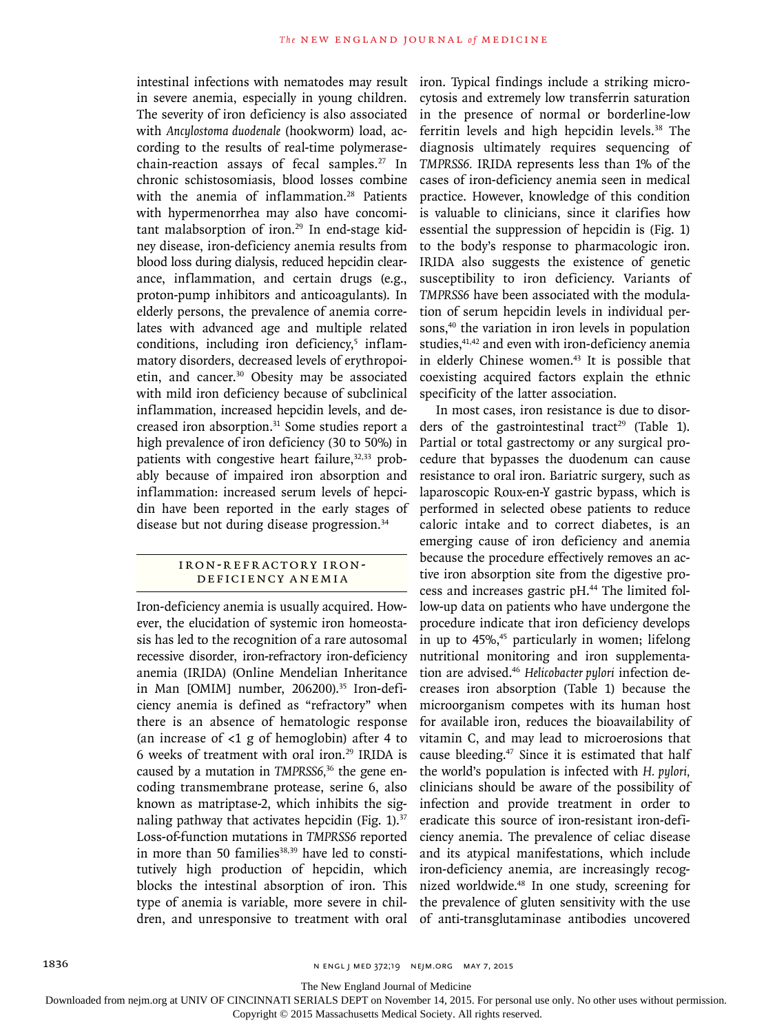intestinal infections with nematodes may result in severe anemia, especially in young children. The severity of iron deficiency is also associated with *Ancylostoma duodenale* (hookworm) load, according to the results of real-time polymerase-chain-reaction assays of fecal samples.[27] In chronic schistosomiasis, blood losses combine with the anemia of inflammation.[28] Patients with hypermenorrhea may also have concomitant malabsorption of iron.[29] In end-stage kidney disease, iron-deficiency anemia results from blood loss during dialysis, reduced hepcidin clearance, inflammation, and certain drugs (e.g., proton-pump inhibitors and anticoagulants). In elderly persons, the prevalence of anemia correlates with advanced age and multiple related conditions, including iron deficiency,[5] inflammatory disorders, decreased levels of erythropoietin, and cancer.[30] Obesity may be associated with mild iron deficiency because of subclinical inflammation, increased hepcidin levels, and decreased iron absorption.[31] Some studies report a high prevalence of iron deficiency (30 to 50%) in patients with congestive heart failure,[32,33] probably because of impaired iron absorption and inflammation: increased serum levels of hepcidin have been reported in the early stages of disease but not during disease progression.[34]

## Iron-Refractory Iron-Deficiency Anemia

Iron-deficiency anemia is usually acquired. However, the elucidation of systemic iron homeostasis has led to the recognition of a rare autosomal recessive disorder, iron-refractory iron-deficiency anemia (IRIDA) (Online Mendelian Inheritance in Man [OMIM] number, 206200).[35] Iron-deficiency anemia is defined as "refractory" when there is an absence of hematologic response (an increase of <1 g of hemoglobin) after 4 to 6 weeks of treatment with oral iron.[29] IRIDA is caused by a mutation in *TMPRSS6*,[36] the gene encoding transmembrane protease, serine 6, also known as matriptase-2, which inhibits the signaling pathway that activates hepcidin (Fig. 1).[37] Loss-of-function mutations in *TMPRSS6* reported in more than 50 families[38,39] have led to constitutively high production of hepcidin, which blocks the intestinal absorption of iron. This type of anemia is variable, more severe in children, and unresponsive to treatment with oral iron. Typical findings include a striking microcytosis and extremely low transferrin saturation in the presence of normal or borderline-low ferritin levels and high hepcidin levels.[38] The diagnosis ultimately requires sequencing of *TMPRSS6.* IRIDA represents less than 1% of the cases of iron-deficiency anemia seen in medical practice. However, knowledge of this condition is valuable to clinicians, since it clarifies how essential the suppression of hepcidin is (Fig. 1) to the body's response to pharmacologic iron. IRIDA also suggests the existence of genetic susceptibility to iron deficiency. Variants of *TMPRSS6* have been associated with the modulation of serum hepcidin levels in individual persons,[40] the variation in iron levels in population studies,[41,42] and even with iron-deficiency anemia in elderly Chinese women.[43] It is possible that coexisting acquired factors explain the ethnic specificity of the latter association.

In most cases, iron resistance is due to disorders of the gastrointestinal tract[29] (Table 1). Partial or total gastrectomy or any surgical procedure that bypasses the duodenum can cause resistance to oral iron. Bariatric surgery, such as laparoscopic Roux-en-Y gastric bypass, which is performed in selected obese patients to reduce caloric intake and to correct diabetes, is an emerging cause of iron deficiency and anemia because the procedure effectively removes an active iron absorption site from the digestive process and increases gastric pH.[44] The limited follow-up data on patients who have undergone the procedure indicate that iron deficiency develops in up to 45%,[45] particularly in women; lifelong nutritional monitoring and iron supplementation are advised.[46] *Helicobacter pylori* infection decreases iron absorption (Table 1) because the microorganism competes with its human host for available iron, reduces the bioavailability of vitamin C, and may lead to microerosions that cause bleeding.[47] Since it is estimated that half the world's population is infected with *H. pylori,* clinicians should be aware of the possibility of infection and provide treatment in order to eradicate this source of iron-resistant iron-deficiency anemia. The prevalence of celiac disease and its atypical manifestations, which include iron-deficiency anemia, are increasingly recognized worldwide.[48] In one study, screening for the prevalence of gluten sensitivity with the use of anti-transglutaminase antibodies uncovered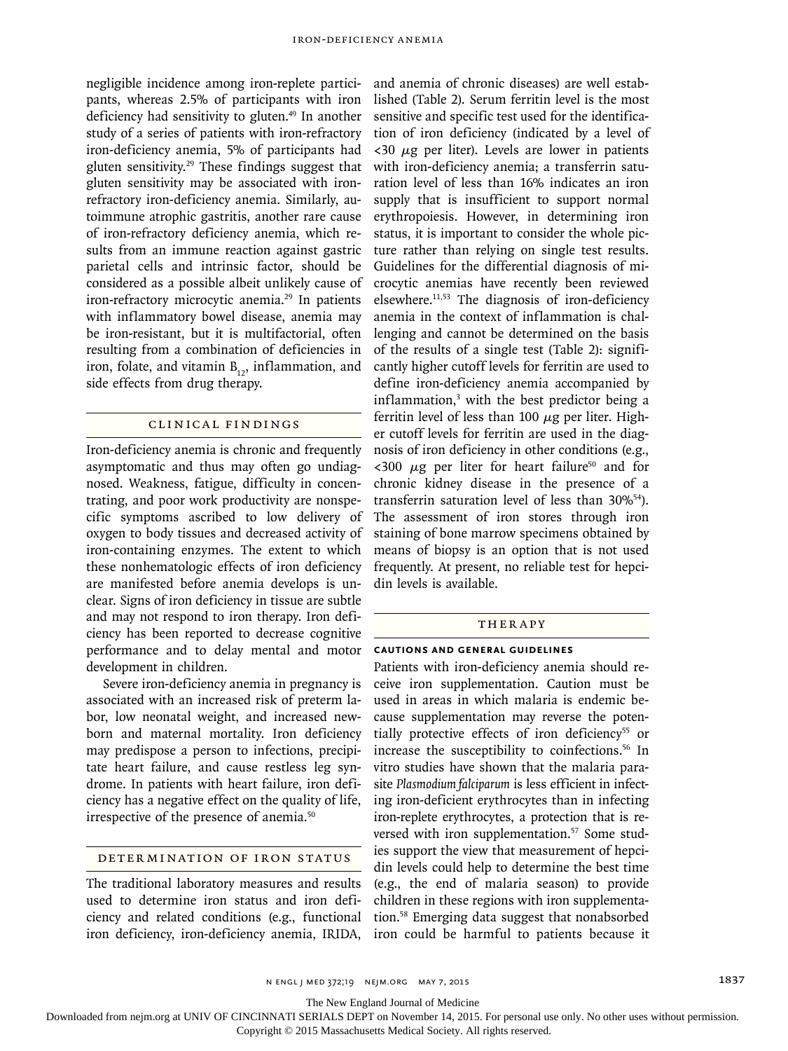negligible incidence among iron-replete participants, whereas 2.5% of participants with iron deficiency had sensitivity to gluten.[49] In another study of a series of patients with iron-refractory iron-deficiency anemia, 5% of participants had gluten sensitivity.[29] These findings suggest that gluten sensitivity may be associated with iron-refractory iron-deficiency anemia. Similarly, autoimmune atrophic gastritis, another rare cause of iron-refractory deficiency anemia, which results from an immune reaction against gastric parietal cells and intrinsic factor, should be considered as a possible albeit unlikely cause of iron-refractory microcytic anemia.[29] In patients with inflammatory bowel disease, anemia may be iron-resistant, but it is multifactorial, often resulting from a combination of deficiencies in iron, folate, and vitamin $B_{12}$, inflammation, and side effects from drug therapy.

## Clinical Findings

Iron-deficiency anemia is chronic and frequently asymptomatic and thus may often go undiagnosed. Weakness, fatigue, difficulty in concentrating, and poor work productivity are nonspecific symptoms ascribed to low delivery of oxygen to body tissues and decreased activity of iron-containing enzymes. The extent to which these nonhematologic effects of iron deficiency are manifested before anemia develops is unclear. Signs of iron deficiency in tissue are subtle and may not respond to iron therapy. Iron deficiency has been reported to decrease cognitive performance and to delay mental and motor development in children.

Severe iron-deficiency anemia in pregnancy is associated with an increased risk of preterm labor, low neonatal weight, and increased newborn and maternal mortality. Iron deficiency may predispose a person to infections, precipitate heart failure, and cause restless leg syndrome. In patients with heart failure, iron deficiency has a negative effect on the quality of life, irrespective of the presence of anemia.[50]

## Determination of Iron Status

The traditional laboratory measures and results used to determine iron status and iron deficiency and related conditions (e.g., functional iron deficiency, iron-deficiency anemia, IRIDA, and anemia of chronic diseases) are well established (Table 2). Serum ferritin level is the most sensitive and specific test used for the identification of iron deficiency (indicated by a level of <30 μg per liter). Levels are lower in patients with iron-deficiency anemia; a transferrin saturation level of less than 16% indicates an iron supply that is insufficient to support normal erythropoiesis. However, in determining iron status, it is important to consider the whole picture rather than relying on single test results. Guidelines for the differential diagnosis of microcytic anemias have recently been reviewed elsewhere.[11,53] The diagnosis of iron-deficiency anemia in the context of inflammation is challenging and cannot be determined on the basis of the results of a single test (Table 2): significantly higher cutoff levels for ferritin are used to define iron-deficiency anemia accompanied by inflammation,[3] with the best predictor being a ferritin level of less than 100 μg per liter. Higher cutoff levels for ferritin are used in the diagnosis of iron deficiency in other conditions (e.g., <300 μg per liter for heart failure[50] and for chronic kidney disease in the presence of a transferrin saturation level of less than 30%[54]). The assessment of iron stores through iron staining of bone marrow specimens obtained by means of biopsy is an option that is not used frequently. At present, no reliable test for hepcidin levels is available.

## Therapy

### Cautions and General Guidelines

Patients with iron-deficiency anemia should receive iron supplementation. Caution must be used in areas in which malaria is endemic because supplementation may reverse the potentially protective effects of iron deficiency[55] or increase the susceptibility to coinfections.[56] In vitro studies have shown that the malaria parasite *Plasmodium falciparum* is less efficient in infecting iron-deficient erythrocytes than in infecting iron-replete erythrocytes, a protection that is reversed with iron supplementation.[57] Some studies support the view that measurement of hepcidin levels could help to determine the best time (e.g., the end of malaria season) to provide children in these regions with iron supplementation.[58] Emerging data suggest that nonabsorbed iron could be harmful to patients because it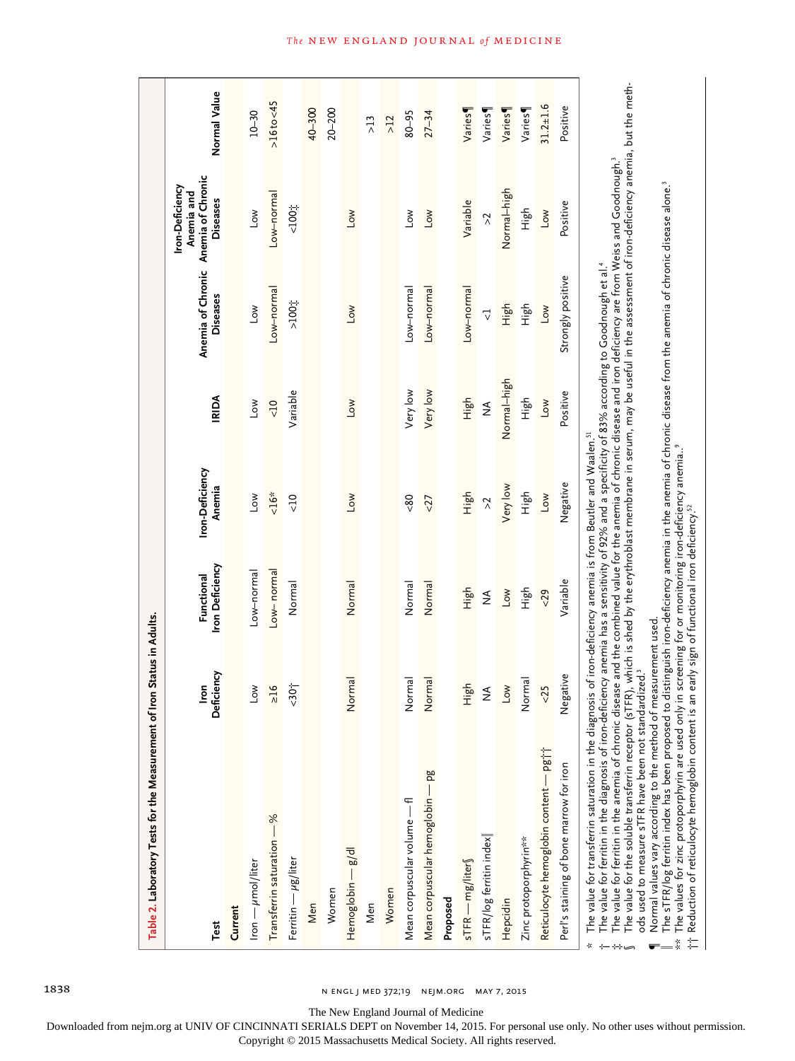**Table 2. Laboratory Tests for the Measurement of Iron Status in Adults.**

| Test | Iron Deficiency | Functional Iron Deficiency | Iron-Deficiency Anemia | IRIDA | Anemia of Chronic Diseases | Iron-Deficiency Anemia and Anemia of Chronic Diseases | Normal Value |
|---|---|---|---|---|---|---|---|
| **Current** | | | | | | | |
| Iron — μmol/liter | Low | Low–normal | Low | Low | Low | Low | 10–30 |
| Transferrin saturation — % | ≥16 | Low– normal | <16* | <10 | Low–normal | Low–normal | >16 to <45 |
| Ferritin — μg/liter | <30† | Normal | <10 | Variable | >100‡ | <100‡ | |
| Men | | | | | | | 40–300 |
| Women | | | | | | | 20–200 |
| Hemoglobin — g/dl | Normal | Normal | Low | Low | Low | Low | |
| Men | | | | | | | >13 |
| Women | | | | | | | >12 |
| Mean corpuscular volume — fl | Normal | Normal | <80 | Very low | Low–normal | Low | 80–95 |
| Mean corpuscular hemoglobin — pg | Normal | Normal | <27 | Very low | Low–normal | Low | 27–34 |
| **Proposed** | | | | | | | |
| sTFR — mg/liter§ | High | High | High | High | Low–normal | Variable | Varies¶ |
| sTFR/log ferritin index‖ | NA | NA | >2 | NA | <1 | >2 | Varies¶ |
| Hepcidin | Low | Low | Very low | Normal–high | High | Normal–high | Varies¶ |
| Zinc protoporphyrin** | Normal | High | High | High | High | High | Varies¶ |
| Reticulocyte hemoglobin content — pg†† | <25 | <29 | Low | Low | Low | Low | 31.2±1.6 |
| Perl's staining of bone marrow for iron | Negative | Variable | Negative | Positive | Strongly positive | Positive | Positive |

\* The value for transferrin saturation in the diagnosis of iron-deficiency anemia is from Beutler and Waalen.[51]

† The value for ferritin in the diagnosis of iron-deficiency anemia has a sensitivity of 92% and a specificity of 83% according to Goodnough et al.[4]

‡ The value for ferritin in the anemia of chronic disease and the combined value for the anemia of chronic disease and iron deficiency are from Weiss and Goodnough.[3]

§ The value for the soluble transferrin receptor (sTFR), which is shed by the erythroblast membrane in serum, may be useful in the assessment of iron-deficiency anemia, but the methods used to measure sTFR have been not standardized.[3]

¶ Normal values vary according to the method of measurement used.

‖ The sTFR/log ferritin index has been proposed to distinguish iron-deficiency anemia in the anemia of chronic disease from the anemia of chronic disease alone.[3]

\*\* The values for zinc protoporphyrin are used only in screening for or monitoring iron-deficiency anemia.[9]

†† Reduction of reticulocyte hemoglobin content is an early sign of functional iron deficiency.[52]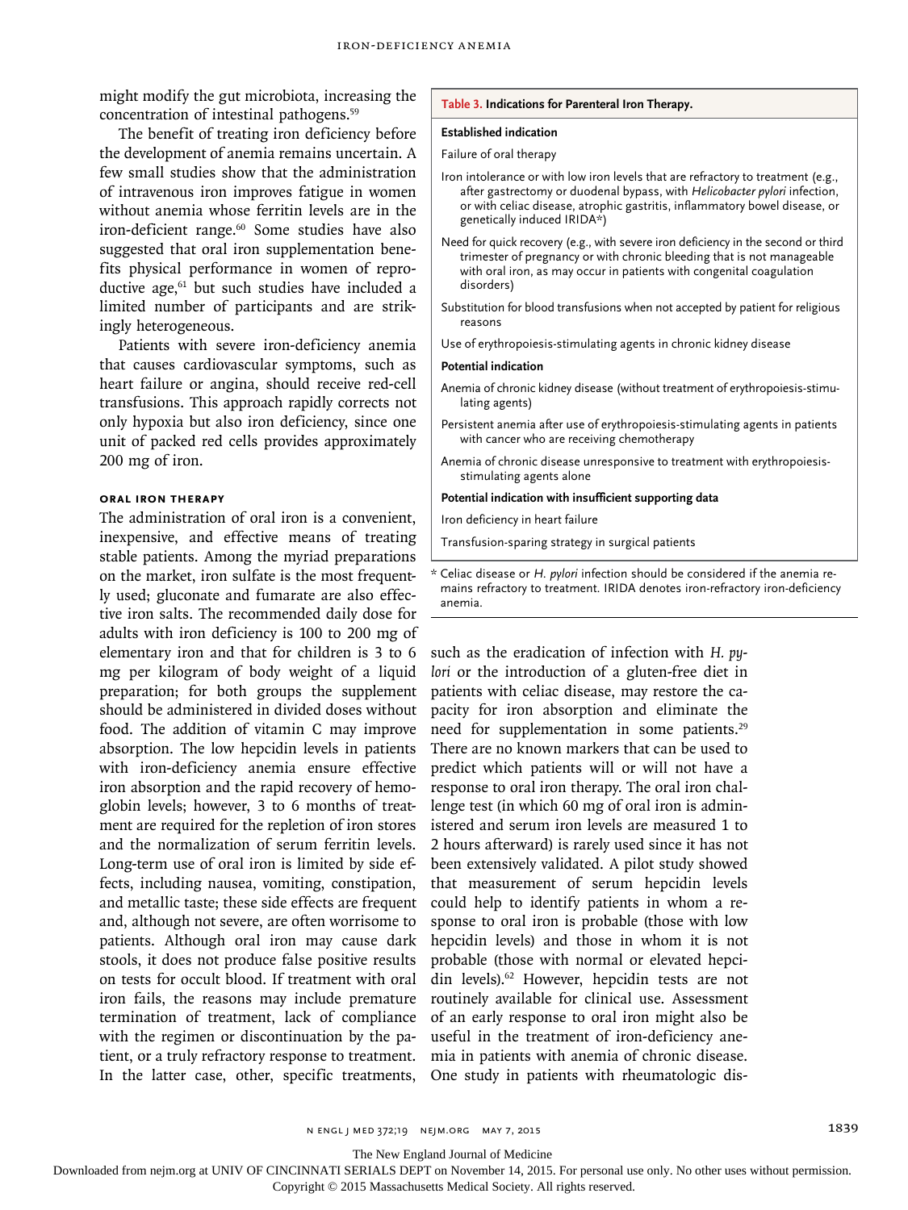might modify the gut microbiota, increasing the concentration of intestinal pathogens.[59]

The benefit of treating iron deficiency before the development of anemia remains uncertain. A few small studies show that the administration of intravenous iron improves fatigue in women without anemia whose ferritin levels are in the iron-deficient range.[60] Some studies have also suggested that oral iron supplementation benefits physical performance in women of reproductive age,[61] but such studies have included a limited number of participants and are strikingly heterogeneous.

Patients with severe iron-deficiency anemia that causes cardiovascular symptoms, such as heart failure or angina, should receive red-cell transfusions. This approach rapidly corrects not only hypoxia but also iron deficiency, since one unit of packed red cells provides approximately 200 mg of iron.

### ORAL IRON THERAPY

The administration of oral iron is a convenient, inexpensive, and effective means of treating stable patients. Among the myriad preparations on the market, iron sulfate is the most frequently used; gluconate and fumarate are also effective iron salts. The recommended daily dose for adults with iron deficiency is 100 to 200 mg of elementary iron and that for children is 3 to 6 mg per kilogram of body weight of a liquid preparation; for both groups the supplement should be administered in divided doses without food. The addition of vitamin C may improve absorption. The low hepcidin levels in patients with iron-deficiency anemia ensure effective iron absorption and the rapid recovery of hemoglobin levels; however, 3 to 6 months of treatment are required for the repletion of iron stores and the normalization of serum ferritin levels. Long-term use of oral iron is limited by side effects, including nausea, vomiting, constipation, and metallic taste; these side effects are frequent and, although not severe, are often worrisome to patients. Although oral iron may cause dark stools, it does not produce false positive results on tests for occult blood. If treatment with oral iron fails, the reasons may include premature termination of treatment, lack of compliance with the regimen or discontinuation by the patient, or a truly refractory response to treatment. In the latter case, other, specific treatments, such as the eradication of infection with *H. pylori* or the introduction of a gluten-free diet in patients with celiac disease, may restore the capacity for iron absorption and eliminate the need for supplementation in some patients.[29] There are no known markers that can be used to predict which patients will or will not have a response to oral iron therapy. The oral iron challenge test (in which 60 mg of oral iron is administered and serum iron levels are measured 1 to 2 hours afterward) is rarely used since it has not been extensively validated. A pilot study showed that measurement of serum hepcidin levels could help to identify patients in whom a response to oral iron is probable (those with low hepcidin levels) and those in whom it is not probable (those with normal or elevated hepcidin levels).[62] However, hepcidin tests are not routinely available for clinical use. Assessment of an early response to oral iron might also be useful in the treatment of iron-deficiency anemia in patients with anemia of chronic disease. One study in patients with rheumatologic dis-

**Table 3. Indications for Parenteral Iron Therapy.**

| |
|---|
| **Established indication** |
| Failure of oral therapy |
| Iron intolerance or with low iron levels that are refractory to treatment (e.g., after gastrectomy or duodenal bypass, with *Helicobacter pylori* infection, or with celiac disease, atrophic gastritis, inflammatory bowel disease, or genetically induced IRIDA*) |
| Need for quick recovery (e.g., with severe iron deficiency in the second or third trimester of pregnancy or with chronic bleeding that is not manageable with oral iron, as may occur in patients with congenital coagulation disorders) |
| Substitution for blood transfusions when not accepted by patient for religious reasons |
| Use of erythropoiesis-stimulating agents in chronic kidney disease |
| **Potential indication** |
| Anemia of chronic kidney disease (without treatment of erythropoiesis-stimulating agents) |
| Persistent anemia after use of erythropoiesis-stimulating agents in patients with cancer who are receiving chemotherapy |
| Anemia of chronic disease unresponsive to treatment with erythropoiesis-stimulating agents alone |
| **Potential indication with insufficient supporting data** |
| Iron deficiency in heart failure |
| Transfusion-sparing strategy in surgical patients |

\* Celiac disease or *H. pylori* infection should be considered if the anemia remains refractory to treatment. IRIDA denotes iron-refractory iron-deficiency anemia.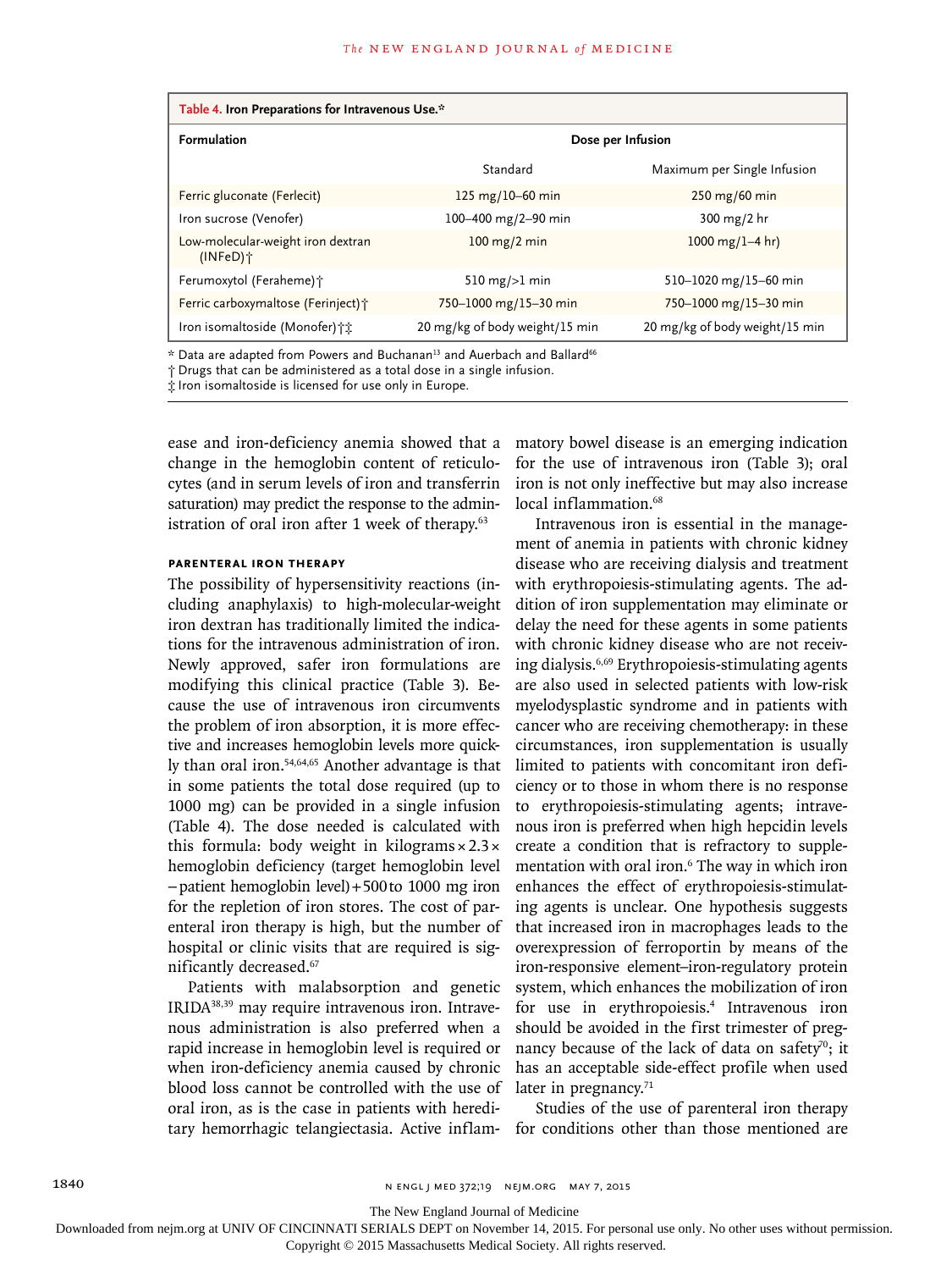**Table 4. Iron Preparations for Intravenous Use.***

| Formulation | Dose per Infusion | |
|---|---|---|
| | Standard | Maximum per Single Infusion |
| Ferric gluconate (Ferlecit) | 125 mg/10–60 min | 250 mg/60 min |
| Iron sucrose (Venofer) | 100–400 mg/2–90 min | 300 mg/2 hr |
| Low-molecular-weight iron dextran (INFeD)† | 100 mg/2 min | 1000 mg/1–4 hr) |
| Ferumoxytol (Feraheme)† | 510 mg/>1 min | 510–1020 mg/15–60 min |
| Ferric carboxymaltose (Ferinject)† | 750–1000 mg/15–30 min | 750–1000 mg/15–30 min |
| Iron isomaltoside (Monofer)†‡ | 20 mg/kg of body weight/15 min | 20 mg/kg of body weight/15 min |

\* Data are adapted from Powers and Buchanan[13] and Auerbach and Ballard[66]

† Drugs that can be administered as a total dose in a single infusion.

‡ Iron isomaltoside is licensed for use only in Europe.

ease and iron-deficiency anemia showed that a change in the hemoglobin content of reticulocytes (and in serum levels of iron and transferrin saturation) may predict the response to the administration of oral iron after 1 week of therapy.[63]

#### PARENTERAL IRON THERAPY

The possibility of hypersensitivity reactions (including anaphylaxis) to high-molecular-weight iron dextran has traditionally limited the indications for the intravenous administration of iron. Newly approved, safer iron formulations are modifying this clinical practice (Table 3). Because the use of intravenous iron circumvents the problem of iron absorption, it is more effective and increases hemoglobin levels more quickly than oral iron.[54,64,65] Another advantage is that in some patients the total dose required (up to 1000 mg) can be provided in a single infusion (Table 4). The dose needed is calculated with this formula: body weight in kilograms × 2.3 × hemoglobin deficiency (target hemoglobin level − patient hemoglobin level) + 500 to 1000 mg iron for the repletion of iron stores. The cost of parenteral iron therapy is high, but the number of hospital or clinic visits that are required is significantly decreased.[67]

Patients with malabsorption and genetic IRIDA[38,39] may require intravenous iron. Intravenous administration is also preferred when a rapid increase in hemoglobin level is required or when iron-deficiency anemia caused by chronic blood loss cannot be controlled with the use of oral iron, as is the case in patients with hereditary hemorrhagic telangiectasia. Active inflammatory bowel disease is an emerging indication for the use of intravenous iron (Table 3); oral iron is not only ineffective but may also increase local inflammation.[68]

Intravenous iron is essential in the management of anemia in patients with chronic kidney disease who are receiving dialysis and treatment with erythropoiesis-stimulating agents. The addition of iron supplementation may eliminate or delay the need for these agents in some patients with chronic kidney disease who are not receiving dialysis.[6,69] Erythropoiesis-stimulating agents are also used in selected patients with low-risk myelodysplastic syndrome and in patients with cancer who are receiving chemotherapy: in these circumstances, iron supplementation is usually limited to patients with concomitant iron deficiency or to those in whom there is no response to erythropoiesis-stimulating agents; intravenous iron is preferred when high hepcidin levels create a condition that is refractory to supplementation with oral iron.[6] The way in which iron enhances the effect of erythropoiesis-stimulating agents is unclear. One hypothesis suggests that increased iron in macrophages leads to the overexpression of ferroportin by means of the iron-responsive element–iron-regulatory protein system, which enhances the mobilization of iron for use in erythropoiesis.[4] Intravenous iron should be avoided in the first trimester of pregnancy because of the lack of data on safety[70]; it has an acceptable side-effect profile when used later in pregnancy.[71]

Studies of the use of parenteral iron therapy for conditions other than those mentioned are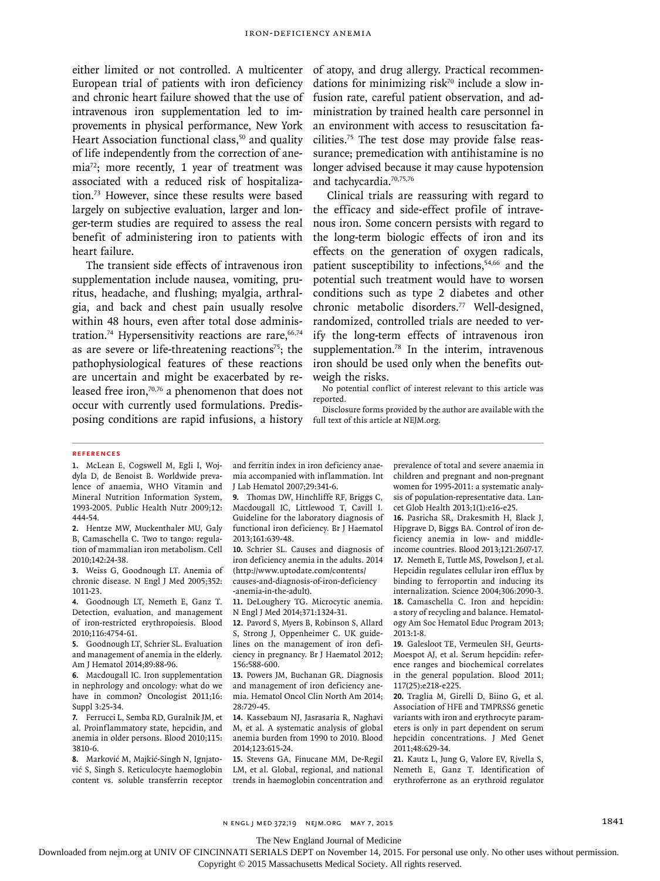either limited or not controlled. A multicenter European trial of patients with iron deficiency and chronic heart failure showed that the use of intravenous iron supplementation led to improvements in physical performance, New York Heart Association functional class,[50] and quality of life independently from the correction of anemia[72]; more recently, 1 year of treatment was associated with a reduced risk of hospitalization.[73] However, since these results were based largely on subjective evaluation, larger and longer-term studies are required to assess the real benefit of administering iron to patients with heart failure.

The transient side effects of intravenous iron supplementation include nausea, vomiting, pruritus, headache, and flushing; myalgia, arthralgia, and back and chest pain usually resolve within 48 hours, even after total dose administration.[74] Hypersensitivity reactions are rare,[66,74] as are severe or life-threatening reactions[75]; the pathophysiological features of these reactions are uncertain and might be exacerbated by released free iron,[70,76] a phenomenon that does not occur with currently used formulations. Predisposing conditions are rapid infusions, a history of atopy, and drug allergy. Practical recommendations for minimizing risk[70] include a slow infusion rate, careful patient observation, and administration by trained health care personnel in an environment with access to resuscitation facilities.[75] The test dose may provide false reassurance; premedication with antihistamine is no longer advised because it may cause hypotension and tachycardia.[70,75,76]

Clinical trials are reassuring with regard to the efficacy and side-effect profile of intravenous iron. Some concern persists with regard to the long-term biologic effects of iron and its effects on the generation of oxygen radicals, patient susceptibility to infections,[54,66] and the potential such treatment would have to worsen conditions such as type 2 diabetes and other chronic metabolic disorders.[77] Well-designed, randomized, controlled trials are needed to verify the long-term effects of intravenous iron supplementation.[78] In the interim, intravenous iron should be used only when the benefits outweigh the risks.

No potential conflict of interest relevant to this article was reported.

Disclosure forms provided by the author are available with the full text of this article at NEJM.org.

## References

1. McLean E, Cogswell M, Egli I, Wojdyla D, de Benoist B. Worldwide prevalence of anaemia, WHO Vitamin and Mineral Nutrition Information System, 1993-2005. Public Health Nutr 2009;12:444-54.
2. Hentze MW, Muckenthaler MU, Galy B, Camaschella C. Two to tango: regulation of mammalian iron metabolism. Cell 2010;142:24-38.
3. Weiss G, Goodnough LT. Anemia of chronic disease. N Engl J Med 2005;352:1011-23.
4. Goodnough LT, Nemeth E, Ganz T. Detection, evaluation, and management of iron-restricted erythropoiesis. Blood 2010;116:4754-61.
5. Goodnough LT, Schrier SL. Evaluation and management of anemia in the elderly. Am J Hematol 2014;89:88-96.
6. Macdougall IC. Iron supplementation in nephrology and oncology: what do we have in common? Oncologist 2011;16:Suppl 3:25-34.
7. Ferrucci L, Semba RD, Guralnik JM, et al. Proinflammatory state, hepcidin, and anemia in older persons. Blood 2010;115:3810-6.
8. Marković M, Majkić-Singh N, Ignjatović S, Singh S. Reticulocyte haemoglobin content vs. soluble transferrin receptor and ferritin index in iron deficiency anaemia accompanied with inflammation. Int J Lab Hematol 2007;29:341-6.
9. Thomas DW, Hinchliffe RF, Briggs C, Macdougall IC, Littlewood T, Cavill I. Guideline for the laboratory diagnosis of functional iron deficiency. Br J Haematol 2013;161:639-48.
10. Schrier SL. Causes and diagnosis of iron deficiency anemia in the adults. 2014 (http://www.uptodate.com/contents/causes-and-diagnosis-of-iron-deficiency-anemia-in-the-adult).
11. DeLoughery TG. Microcytic anemia. N Engl J Med 2014;371:1324-31.
12. Pavord S, Myers B, Robinson S, Allard S, Strong J, Oppenheimer C. UK guidelines on the management of iron deficiency in pregnancy. Br J Haematol 2012;156:588-600.
13. Powers JM, Buchanan GR. Diagnosis and management of iron deficiency anemia. Hematol Oncol Clin North Am 2014;28:729-45.
14. Kassebaum NJ, Jasrasaria R, Naghavi M, et al. A systematic analysis of global anemia burden from 1990 to 2010. Blood 2014;123:615-24.
15. Stevens GA, Finucane MM, De-Regil LM, et al. Global, regional, and national trends in haemoglobin concentration and prevalence of total and severe anaemia in children and pregnant and non-pregnant women for 1995-2011: a systematic analysis of population-representative data. Lancet Glob Health 2013;1(1):e16-e25.
16. Pasricha SR, Drakesmith H, Black J, Hipgrave D, Biggs BA. Control of iron deficiency anemia in low- and middle-income countries. Blood 2013;121:2607-17.
17. Nemeth E, Tuttle MS, Powelson J, et al. Hepcidin regulates cellular iron efflux by binding to ferroportin and inducing its internalization. Science 2004;306:2090-3.
18. Camaschella C. Iron and hepcidin: a story of recycling and balance. Hematology Am Soc Hematol Educ Program 2013;2013:1-8.
19. Galesloot TE, Vermeulen SH, Geurts-Moespot AJ, et al. Serum hepcidin: reference ranges and biochemical correlates in the general population. Blood 2011;117(25):e218-e225.
20. Traglia M, Girelli D, Biino G, et al. Association of HFE and TMPRSS6 genetic variants with iron and erythrocyte parameters is only in part dependent on serum hepcidin concentrations. J Med Genet 2011;48:629-34.
21. Kautz L, Jung G, Valore EV, Rivella S, Nemeth E, Ganz T. Identification of erythroferrone as an erythroid regulator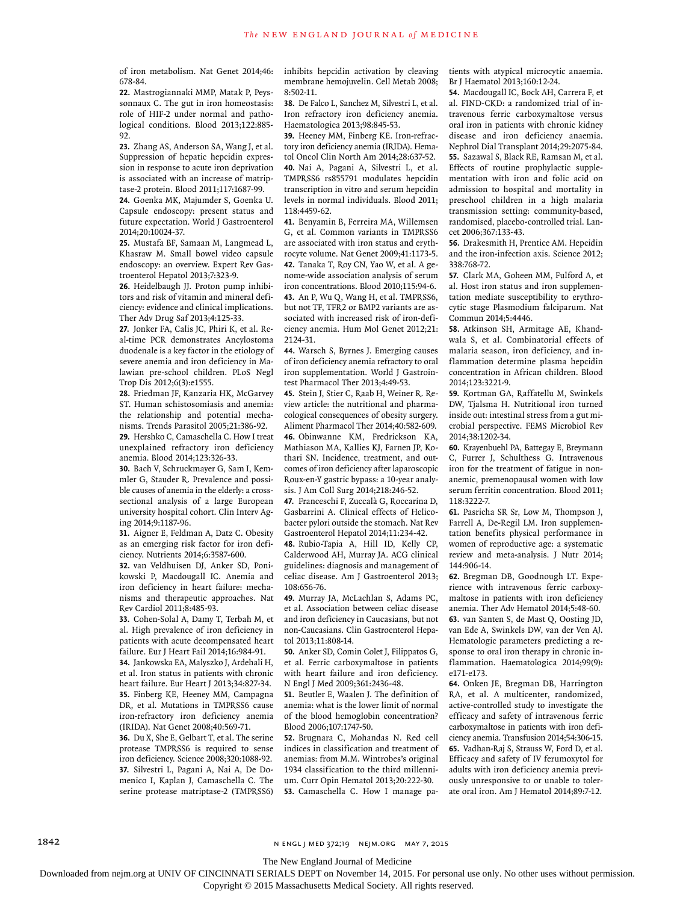of iron metabolism. Nat Genet 2014;46:678-84.

22. Mastrogiannaki MMP, Matak P, Peyssonnaux C. The gut in iron homeostasis: role of HIF-2 under normal and pathological conditions. Blood 2013;122:885-92.

23. Zhang AS, Anderson SA, Wang J, et al. Suppression of hepatic hepcidin expression in response to acute iron deprivation is associated with an increase of matriptase-2 protein. Blood 2011;117:1687-99.

24. Goenka MK, Majumder S, Goenka U. Capsule endoscopy: present status and future expectation. World J Gastroenterol 2014;20:10024-37.

25. Mustafa BF, Samaan M, Langmead L, Khasraw M. Small bowel video capsule endoscopy: an overview. Expert Rev Gastroenterol Hepatol 2013;7:323-9.

26. Heidelbaugh JJ. Proton pump inhibitors and risk of vitamin and mineral deficiency: evidence and clinical implications. Ther Adv Drug Saf 2013;4:125-33.

27. Jonker FA, Calis JC, Phiri K, et al. Real-time PCR demonstrates Ancylostoma duodenale is a key factor in the etiology of severe anemia and iron deficiency in Malawian pre-school children. PLoS Negl Trop Dis 2012;6(3):e1555.

28. Friedman JF, Kanzaria HK, McGarvey ST. Human schistosomiasis and anemia: the relationship and potential mechanisms. Trends Parasitol 2005;21:386-92.

29. Hershko C, Camaschella C. How I treat unexplained refractory iron deficiency anemia. Blood 2014;123:326-33.

30. Bach V, Schruckmayer G, Sam I, Kemmler G, Stauder R. Prevalence and possible causes of anemia in the elderly: a cross-sectional analysis of a large European university hospital cohort. Clin Interv Aging 2014;9:1187-96.

31. Aigner E, Feldman A, Datz C. Obesity as an emerging risk factor for iron deficiency. Nutrients 2014;6:3587-600.

32. van Veldhuisen DJ, Anker SD, Ponikowski P, Macdougall IC. Anemia and iron deficiency in heart failure: mechanisms and therapeutic approaches. Nat Rev Cardiol 2011;8:485-93.

33. Cohen-Solal A, Damy T, Terbah M, et al. High prevalence of iron deficiency in patients with acute decompensated heart failure. Eur J Heart Fail 2014;16:984-91.

34. Jankowska EA, Malyszko J, Ardehali H, et al. Iron status in patients with chronic heart failure. Eur Heart J 2013;34:827-34.

35. Finberg KE, Heeney MM, Campagna DR, et al. Mutations in TMPRSS6 cause iron-refractory iron deficiency anemia (IRIDA). Nat Genet 2008;40:569-71.

36. Du X, She E, Gelbart T, et al. The serine protease TMPRSS6 is required to sense iron deficiency. Science 2008;320:1088-92.

37. Silvestri L, Pagani A, Nai A, De Domenico I, Kaplan J, Camaschella C. The serine protease matriptase-2 (TMPRSS6) inhibits hepcidin activation by cleaving membrane hemojuvelin. Cell Metab 2008;8:502-11.

38. De Falco L, Sanchez M, Silvestri L, et al. Iron refractory iron deficiency anemia. Haematologica 2013;98:845-53.

39. Heeney MM, Finberg KE. Iron-refractory iron deficiency anemia (IRIDA). Hematol Oncol Clin North Am 2014;28:637-52.

40. Nai A, Pagani A, Silvestri L, et al. TMPRSS6 rs855791 modulates hepcidin transcription in vitro and serum hepcidin levels in normal individuals. Blood 2011;118:4459-62.

41. Benyamin B, Ferreira MA, Willemsen G, et al. Common variants in TMPRSS6 are associated with iron status and erythrocyte volume. Nat Genet 2009;41:1173-5.

42. Tanaka T, Roy CN, Yao W, et al. A genome-wide association analysis of serum iron concentrations. Blood 2010;115:94-6.

43. An P, Wu Q, Wang H, et al. TMPRSS6, but not TF, TFR2 or BMP2 variants are associated with increased risk of iron-deficiency anemia. Hum Mol Genet 2012;21:2124-31.

44. Warsch S, Byrnes J. Emerging causes of iron deficiency anemia refractory to oral iron supplementation. World J Gastrointest Pharmacol Ther 2013;4:49-53.

45. Stein J, Stier C, Raab H, Weiner R. Review article: the nutritional and pharmacological consequences of obesity surgery. Aliment Pharmacol Ther 2014;40:582-609.

46. Obinwanne KM, Fredrickson KA, Mathiason MA, Kallies KJ, Farnen JP, Kothari SN. Incidence, treatment, and outcomes of iron deficiency after laparoscopic Roux-en-Y gastric bypass: a 10-year analysis. J Am Coll Surg 2014;218:246-52.

47. Franceschi F, Zuccalà G, Roccarina D, Gasbarrini A. Clinical effects of Helicobacter pylori outside the stomach. Nat Rev Gastroenterol Hepatol 2014;11:234-42.

48. Rubio-Tapia A, Hill ID, Kelly CP, Calderwood AH, Murray JA. ACG clinical guidelines: diagnosis and management of celiac disease. Am J Gastroenterol 2013;108:656-76.

49. Murray JA, McLachlan S, Adams PC, et al. Association between celiac disease and iron deficiency in Caucasians, but not non-Caucasians. Clin Gastroenterol Hepatol 2013;11:808-14.

50. Anker SD, Comin Colet J, Filippatos G, et al. Ferric carboxymaltose in patients with heart failure and iron deficiency. N Engl J Med 2009;361:2436-48.

51. Beutler E, Waalen J. The definition of anemia: what is the lower limit of normal of the blood hemoglobin concentration? Blood 2006;107:1747-50.

52. Brugnara C, Mohandas N. Red cell indices in classification and treatment of anemias: from M.M. Wintrobes's original 1934 classification to the third millennium. Curr Opin Hematol 2013;20:222-30.

53. Camaschella C. How I manage patients with atypical microcytic anaemia. Br J Haematol 2013;160:12-24.

54. Macdougall IC, Bock AH, Carrera F, et al. FIND-CKD: a randomized trial of intravenous ferric carboxymaltose versus oral iron in patients with chronic kidney disease and iron deficiency anaemia. Nephrol Dial Transplant 2014;29:2075-84.

55. Sazawal S, Black RE, Ramsan M, et al. Effects of routine prophylactic supplementation with iron and folic acid on admission to hospital and mortality in preschool children in a high malaria transmission setting: community-based, randomised, placebo-controlled trial. Lancet 2006;367:133-43.

56. Drakesmith H, Prentice AM. Hepcidin and the iron-infection axis. Science 2012;338:768-72.

57. Clark MA, Goheen MM, Fulford A, et al. Host iron status and iron supplementation mediate susceptibility to erythrocytic stage Plasmodium falciparum. Nat Commun 2014;5:4446.

58. Atkinson SH, Armitage AE, Khandwala S, et al. Combinatorial effects of malaria season, iron deficiency, and inflammation determine plasma hepcidin concentration in African children. Blood 2014;123:3221-9.

59. Kortman GA, Raffatellu M, Swinkels DW, Tjalsma H. Nutritional iron turned inside out: intestinal stress from a gut microbial perspective. FEMS Microbiol Rev 2014;38:1202-34.

60. Krayenbuehl PA, Battegay E, Breymann C, Furrer J, Schulthess G. Intravenous iron for the treatment of fatigue in nonanemic, premenopausal women with low serum ferritin concentration. Blood 2011;118:3222-7.

61. Pasricha SR Sr, Low M, Thompson J, Farrell A, De-Regil LM. Iron supplementation benefits physical performance in women of reproductive age: a systematic review and meta-analysis. J Nutr 2014;144:906-14.

62. Bregman DB, Goodnough LT. Experience with intravenous ferric carboxymaltose in patients with iron deficiency anemia. Ther Adv Hematol 2014;5:48-60.

63. van Santen S, de Mast Q, Oosting JD, van Ede A, Swinkels DW, van der Ven AJ. Hematologic parameters predicting a response to oral iron therapy in chronic inflammation. Haematologica 2014;99(9):e171-e173.

64. Onken JE, Bregman DB, Harrington RA, et al. A multicenter, randomized, active-controlled study to investigate the efficacy and safety of intravenous ferric carboxymaltose in patients with iron deficiency anemia. Transfusion 2014;54:306-15.

65. Vadhan-Raj S, Strauss W, Ford D, et al. Efficacy and safety of IV ferumoxytol for adults with iron deficiency anemia previously unresponsive to or unable to tolerate oral iron. Am J Hematol 2014;89:7-12.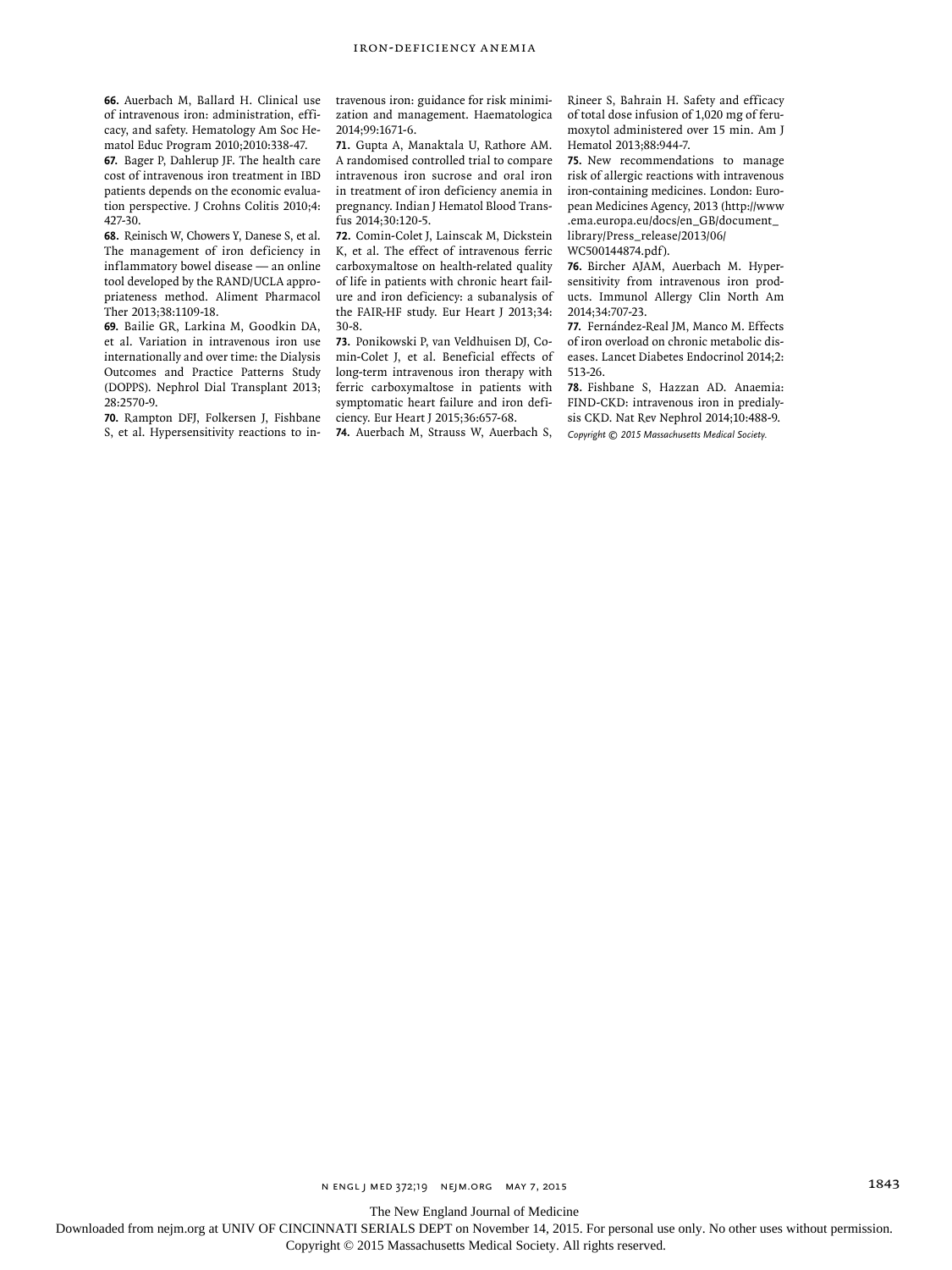**66.** Auerbach M, Ballard H. Clinical use of intravenous iron: administration, efficacy, and safety. Hematology Am Soc Hematol Educ Program 2010;2010:338-47.

**67.** Bager P, Dahlerup JF. The health care cost of intravenous iron treatment in IBD patients depends on the economic evaluation perspective. J Crohns Colitis 2010;4:427-30.

**68.** Reinisch W, Chowers Y, Danese S, et al. The management of iron deficiency in inflammatory bowel disease — an online tool developed by the RAND/UCLA appropriateness method. Aliment Pharmacol Ther 2013;38:1109-18.

**69.** Bailie GR, Larkina M, Goodkin DA, et al. Variation in intravenous iron use internationally and over time: the Dialysis Outcomes and Practice Patterns Study (DOPPS). Nephrol Dial Transplant 2013;28:2570-9.

**70.** Rampton DFJ, Folkersen J, Fishbane S, et al. Hypersensitivity reactions to intravenous iron: guidance for risk minimization and management. Haematologica 2014;99:1671-6.

**71.** Gupta A, Manaktala U, Rathore AM. A randomised controlled trial to compare intravenous iron sucrose and oral iron in treatment of iron deficiency anemia in pregnancy. Indian J Hematol Blood Transfus 2014;30:120-5.

**72.** Comin-Colet J, Lainscak M, Dickstein K, et al. The effect of intravenous ferric carboxymaltose on health-related quality of life in patients with chronic heart failure and iron deficiency: a subanalysis of the FAIR-HF study. Eur Heart J 2013;34:30-8.

**73.** Ponikowski P, van Veldhuisen DJ, Comin-Colet J, et al. Beneficial effects of long-term intravenous iron therapy with ferric carboxymaltose in patients with symptomatic heart failure and iron deficiency. Eur Heart J 2015;36:657-68.

**74.** Auerbach M, Strauss W, Auerbach S, Rineer S, Bahrain H. Safety and efficacy of total dose infusion of 1,020 mg of ferumoxytol administered over 15 min. Am J Hematol 2013;88:944-7.

**75.** New recommendations to manage risk of allergic reactions with intravenous iron-containing medicines. London: European Medicines Agency, 2013 (http://www.ema.europa.eu/docs/en_GB/document_library/Press_release/2013/06/WC500144874.pdf).

**76.** Bircher AJAM, Auerbach M. Hypersensitivity from intravenous iron products. Immunol Allergy Clin North Am 2014;34:707-23.

**77.** Fernández-Real JM, Manco M. Effects of iron overload on chronic metabolic diseases. Lancet Diabetes Endocrinol 2014;2:513-26.

**78.** Fishbane S, Hazzan AD. Anaemia: FIND-CKD: intravenous iron in predialysis CKD. Nat Rev Nephrol 2014;10:488-9.

*Copyright © 2015 Massachusetts Medical Society.*